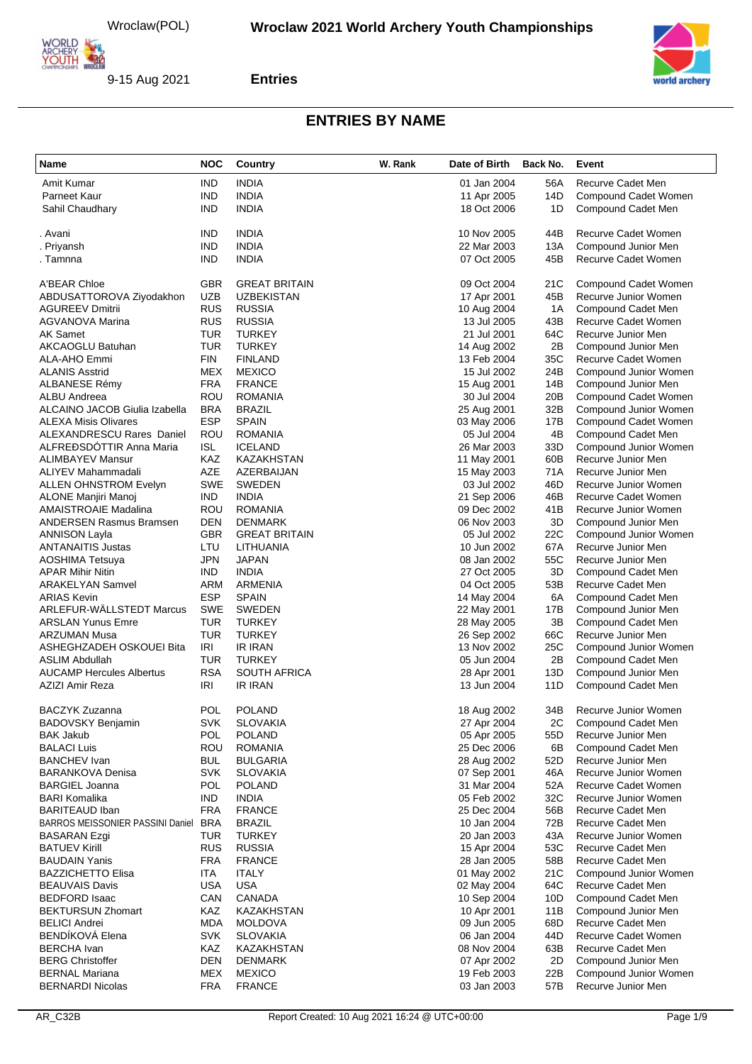# Wroclaw 2021 World Archery Youth Championships

Wroclaw(POL)

9-15 Aug 2021

**Entries**

## ENTRIES BY NAME

| Name | NOC | Country | W. Rank | Date of Birth | Back No. | Event |
|---|---|---|---|---|---|---|
| Amit Kumar | IND | INDIA | | 01 Jan 2004 | 56A | Recurve Cadet Men |
| Parneet Kaur | IND | INDIA | | 11 Apr 2005 | 14D | Compound Cadet Women |
| Sahil Chaudhary | IND | INDIA | | 18 Oct 2006 | 1D | Compound Cadet Men |
| . Avani | IND | INDIA | | 10 Nov 2005 | 44B | Recurve Cadet Women |
| . Priyansh | IND | INDIA | | 22 Mar 2003 | 13A | Compound Junior Men |
| . Tamnna | IND | INDIA | | 07 Oct 2005 | 45B | Recurve Cadet Women |
| A'BEAR Chloe | GBR | GREAT BRITAIN | | 09 Oct 2004 | 21C | Compound Cadet Women |
| ABDUSATTOROVA Ziyodakhon | UZB | UZBEKISTAN | | 17 Apr 2001 | 45B | Recurve Junior Women |
| AGUREEV Dmitrii | RUS | RUSSIA | | 10 Aug 2004 | 1A | Compound Cadet Men |
| AGVANOVA Marina | RUS | RUSSIA | | 13 Jul 2005 | 43B | Recurve Cadet Women |
| AK Samet | TUR | TURKEY | | 21 Jul 2001 | 64C | Recurve Junior Men |
| AKCAOGLU Batuhan | TUR | TURKEY | | 14 Aug 2002 | 2B | Compound Junior Men |
| ALA-AHO Emmi | FIN | FINLAND | | 13 Feb 2004 | 35C | Recurve Cadet Women |
| ALANIS Asstrid | MEX | MEXICO | | 15 Jul 2002 | 24B | Compound Junior Women |
| ALBANESE Rémy | FRA | FRANCE | | 15 Aug 2001 | 14B | Compound Junior Men |
| ALBU Andreea | ROU | ROMANIA | | 30 Jul 2004 | 20B | Compound Cadet Women |
| ALCAINO JACOB Giulia Izabella | BRA | BRAZIL | | 25 Aug 2001 | 32B | Compound Junior Women |
| ALEXA Misis Olivares | ESP | SPAIN | | 03 May 2006 | 17B | Compound Cadet Women |
| ALEXANDRESCU Rares Daniel | ROU | ROMANIA | | 05 Jul 2004 | 4B | Compound Cadet Men |
| ALFREÐSDÓTTIR Anna Maria | ISL | ICELAND | | 26 Mar 2003 | 33D | Compound Junior Women |
| ALIMBAYEV Mansur | KAZ | KAZAKHSTAN | | 11 May 2001 | 60B | Recurve Junior Men |
| ALIYEV Mahammadali | AZE | AZERBAIJAN | | 15 May 2003 | 71A | Recurve Junior Men |
| ALLEN OHNSTROM Evelyn | SWE | SWEDEN | | 03 Jul 2002 | 46D | Recurve Junior Women |
| ALONE Manjiri Manoj | IND | INDIA | | 21 Sep 2006 | 46B | Recurve Cadet Women |
| AMAISTROAIE Madalina | ROU | ROMANIA | | 09 Dec 2002 | 41B | Recurve Junior Women |
| ANDERSEN Rasmus Bramsen | DEN | DENMARK | | 06 Nov 2003 | 3D | Compound Junior Men |
| ANNISON Layla | GBR | GREAT BRITAIN | | 05 Jul 2002 | 22C | Compound Junior Women |
| ANTANAITIS Justas | LTU | LITHUANIA | | 10 Jun 2002 | 67A | Recurve Junior Men |
| AOSHIMA Tetsuya | JPN | JAPAN | | 08 Jan 2002 | 55C | Recurve Junior Men |
| APAR Mihir Nitin | IND | INDIA | | 27 Oct 2005 | 3D | Compound Cadet Men |
| ARAKELYAN Samvel | ARM | ARMENIA | | 04 Oct 2005 | 53B | Recurve Cadet Men |
| ARIAS Kevin | ESP | SPAIN | | 14 May 2004 | 6A | Compound Cadet Men |
| ARLEFUR-WÄLLSTEDT Marcus | SWE | SWEDEN | | 22 May 2001 | 17B | Compound Junior Men |
| ARSLAN Yunus Emre | TUR | TURKEY | | 28 May 2005 | 3B | Compound Cadet Men |
| ARZUMAN Musa | TUR | TURKEY | | 26 Sep 2002 | 66C | Recurve Junior Men |
| ASHEGHZADEH OSKOUEI Bita | IRI | IR IRAN | | 13 Nov 2002 | 25C | Compound Junior Women |
| ASLIM Abdullah | TUR | TURKEY | | 05 Jun 2004 | 2B | Compound Cadet Men |
| AUCAMP Hercules Albertus | RSA | SOUTH AFRICA | | 28 Apr 2001 | 13D | Compound Junior Men |
| AZIZI Amir Reza | IRI | IR IRAN | | 13 Jun 2004 | 11D | Compound Cadet Men |
| BACZYK Zuzanna | POL | POLAND | | 18 Aug 2002 | 34B | Recurve Junior Women |
| BADOVSKY Benjamin | SVK | SLOVAKIA | | 27 Apr 2004 | 2C | Compound Cadet Men |
| BAK Jakub | POL | POLAND | | 05 Apr 2005 | 55D | Recurve Junior Men |
| BALACI Luis | ROU | ROMANIA | | 25 Dec 2006 | 6B | Compound Cadet Men |
| BANCHEV Ivan | BUL | BULGARIA | | 28 Aug 2002 | 52D | Recurve Junior Men |
| BARANKOVA Denisa | SVK | SLOVAKIA | | 07 Sep 2001 | 46A | Recurve Junior Women |
| BARGIEL Joanna | POL | POLAND | | 31 Mar 2004 | 52A | Recurve Cadet Women |
| BARI Komalika | IND | INDIA | | 05 Feb 2002 | 32C | Recurve Junior Women |
| BARITEAUD Iban | FRA | FRANCE | | 25 Dec 2004 | 56B | Recurve Cadet Men |
| BARROS MEISSONIER PASSINI Daniel | BRA | BRAZIL | | 10 Jan 2004 | 72B | Recurve Cadet Men |
| BASARAN Ezgi | TUR | TURKEY | | 20 Jan 2003 | 43A | Recurve Junior Women |
| BATUEV Kirill | RUS | RUSSIA | | 15 Apr 2004 | 53C | Recurve Cadet Men |
| BAUDAIN Yanis | FRA | FRANCE | | 28 Jan 2005 | 58B | Recurve Cadet Men |
| BAZZICHETTO Elisa | ITA | ITALY | | 01 May 2002 | 21C | Compound Junior Women |
| BEAUVAIS Davis | USA | USA | | 02 May 2004 | 64C | Recurve Cadet Men |
| BEDFORD Isaac | CAN | CANADA | | 10 Sep 2004 | 10D | Compound Cadet Men |
| BEKTURSUN Zhomart | KAZ | KAZAKHSTAN | | 10 Apr 2001 | 11B | Compound Junior Men |
| BELICI Andrei | MDA | MOLDOVA | | 09 Jun 2005 | 68D | Recurve Cadet Men |
| BENDÍKOVÁ Elena | SVK | SLOVAKIA | | 06 Jan 2004 | 44D | Recurve Cadet Women |
| BERCHA Ivan | KAZ | KAZAKHSTAN | | 08 Nov 2004 | 63B | Recurve Cadet Men |
| BERG Christoffer | DEN | DENMARK | | 07 Apr 2002 | 2D | Compound Junior Men |
| BERNAL Mariana | MEX | MEXICO | | 19 Feb 2003 | 22B | Compound Junior Women |
| BERNARDI Nicolas | FRA | FRANCE | | 03 Jan 2003 | 57B | Recurve Junior Men |

AR_C32B — Report Created: 10 Aug 2021 16:24 @ UTC+00:00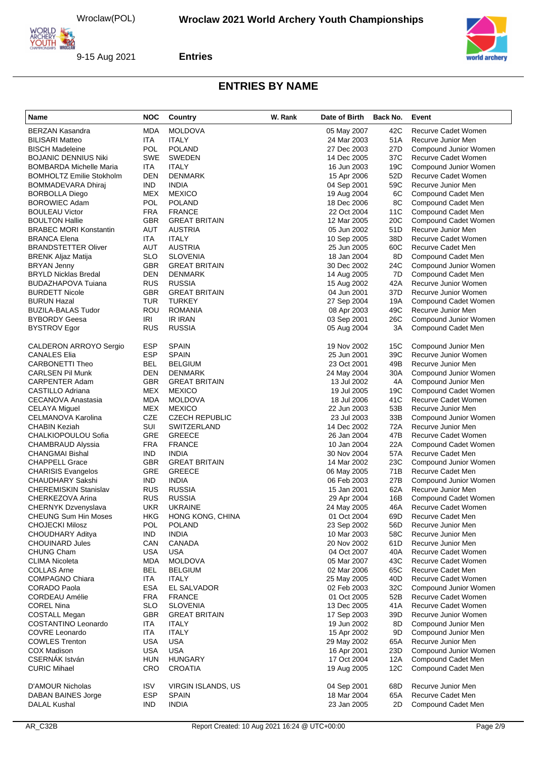## ENTRIES BY NAME

| Name | NOC | Country | W. Rank | Date of Birth | Back No. | Event |
|---|---|---|---|---|---|---|
| BERZAN Kasandra | MDA | MOLDOVA | | 05 May 2007 | 42C | Recurve Cadet Women |
| BILISARI Matteo | ITA | ITALY | | 24 Mar 2003 | 51A | Recurve Junior Men |
| BISCH Madeleine | POL | POLAND | | 27 Dec 2003 | 27D | Compound Junior Women |
| BOJANIC DENNIUS Niki | SWE | SWEDEN | | 14 Dec 2005 | 37C | Recurve Cadet Women |
| BOMBARDA Michelle Maria | ITA | ITALY | | 16 Jun 2003 | 19C | Compound Junior Women |
| BOMHOLTZ Emilie Stokholm | DEN | DENMARK | | 15 Apr 2006 | 52D | Recurve Cadet Women |
| BOMMADEVARA Dhiraj | IND | INDIA | | 04 Sep 2001 | 59C | Recurve Junior Men |
| BORBOLLA Diego | MEX | MEXICO | | 19 Aug 2004 | 6C | Compound Cadet Men |
| BOROWIEC Adam | POL | POLAND | | 18 Dec 2006 | 8C | Compound Cadet Men |
| BOULEAU Victor | FRA | FRANCE | | 22 Oct 2004 | 11C | Compound Cadet Men |
| BOULTON Hallie | GBR | GREAT BRITAIN | | 12 Mar 2005 | 20C | Compound Cadet Women |
| BRABEC MORI Konstantin | AUT | AUSTRIA | | 05 Jun 2002 | 51D | Recurve Junior Men |
| BRANCA Elena | ITA | ITALY | | 10 Sep 2005 | 38D | Recurve Cadet Women |
| BRANDSTETTER Oliver | AUT | AUSTRIA | | 25 Jun 2005 | 60C | Recurve Cadet Men |
| BRENK Aljaz Matija | SLO | SLOVENIA | | 18 Jan 2004 | 8D | Compound Cadet Men |
| BRYAN Jenny | GBR | GREAT BRITAIN | | 30 Dec 2002 | 24C | Compound Junior Women |
| BRYLD Nicklas Bredal | DEN | DENMARK | | 14 Aug 2005 | 7D | Compound Cadet Men |
| BUDAZHAPOVA Tuiana | RUS | RUSSIA | | 15 Aug 2002 | 42A | Recurve Junior Women |
| BURDETT Nicole | GBR | GREAT BRITAIN | | 04 Jun 2001 | 37D | Recurve Junior Women |
| BURUN Hazal | TUR | TURKEY | | 27 Sep 2004 | 19A | Compound Cadet Women |
| BUZILA-BALAS Tudor | ROU | ROMANIA | | 08 Apr 2003 | 49C | Recurve Junior Men |
| BYBORDY Geesa | IRI | IR IRAN | | 03 Sep 2001 | 26C | Compound Junior Women |
| BYSTROV Egor | RUS | RUSSIA | | 05 Aug 2004 | 3A | Compound Cadet Men |
| CALDERON ARROYO Sergio | ESP | SPAIN | | 19 Nov 2002 | 15C | Compound Junior Men |
| CANALES Elia | ESP | SPAIN | | 25 Jun 2001 | 39C | Recurve Junior Women |
| CARBONETTI Theo | BEL | BELGIUM | | 23 Oct 2001 | 49B | Recurve Junior Men |
| CARLSEN Pil Munk | DEN | DENMARK | | 24 May 2004 | 30A | Compound Junior Women |
| CARPENTER Adam | GBR | GREAT BRITAIN | | 13 Jul 2002 | 4A | Compound Junior Men |
| CASTILLO Adriana | MEX | MEXICO | | 19 Jul 2005 | 19C | Compound Cadet Women |
| CECANOVA Anastasia | MDA | MOLDOVA | | 18 Jul 2006 | 41C | Recurve Cadet Women |
| CELAYA Miguel | MEX | MEXICO | | 22 Jun 2003 | 53B | Recurve Junior Men |
| CELMANOVA Karolina | CZE | CZECH REPUBLIC | | 23 Jul 2003 | 33B | Compound Junior Women |
| CHABIN Keziah | SUI | SWITZERLAND | | 14 Dec 2002 | 72A | Recurve Junior Men |
| CHALKIOPOULOU Sofia | GRE | GREECE | | 26 Jan 2004 | 47B | Recurve Cadet Women |
| CHAMBRAUD Alyssia | FRA | FRANCE | | 10 Jan 2004 | 22A | Compound Cadet Women |
| CHANGMAI Bishal | IND | INDIA | | 30 Nov 2004 | 57A | Recurve Cadet Men |
| CHAPPELL Grace | GBR | GREAT BRITAIN | | 14 Mar 2002 | 23C | Compound Junior Women |
| CHARISIS Evangelos | GRE | GREECE | | 06 May 2005 | 71B | Recurve Cadet Men |
| CHAUDHARY Sakshi | IND | INDIA | | 06 Feb 2003 | 27B | Compound Junior Women |
| CHEREMISKIN Stanislav | RUS | RUSSIA | | 15 Jan 2001 | 62A | Recurve Junior Men |
| CHERKEZOVA Arina | RUS | RUSSIA | | 29 Apr 2004 | 16B | Compound Cadet Women |
| CHERNYK Dzvenyslava | UKR | UKRAINE | | 24 May 2005 | 46A | Recurve Cadet Women |
| CHEUNG Sum Hin Moses | HKG | HONG KONG, CHINA | | 01 Oct 2004 | 69D | Recurve Cadet Men |
| CHOJECKI Milosz | POL | POLAND | | 23 Sep 2002 | 56D | Recurve Junior Men |
| CHOUDHARY Aditya | IND | INDIA | | 10 Mar 2003 | 58C | Recurve Junior Men |
| CHOUINARD Jules | CAN | CANADA | | 20 Nov 2002 | 61D | Recurve Junior Men |
| CHUNG Cham | USA | USA | | 04 Oct 2007 | 40A | Recurve Cadet Women |
| CLIMA Nicoleta | MDA | MOLDOVA | | 05 Mar 2007 | 43C | Recurve Cadet Women |
| COLLAS Arne | BEL | BELGIUM | | 02 Mar 2006 | 65C | Recurve Cadet Men |
| COMPAGNO Chiara | ITA | ITALY | | 25 May 2005 | 40D | Recurve Cadet Women |
| CORADO Paola | ESA | EL SALVADOR | | 02 Feb 2003 | 32C | Compound Junior Women |
| CORDEAU Amélie | FRA | FRANCE | | 01 Oct 2005 | 52B | Recurve Cadet Women |
| COREL Nina | SLO | SLOVENIA | | 13 Dec 2005 | 41A | Recurve Cadet Women |
| COSTALL Megan | GBR | GREAT BRITAIN | | 17 Sep 2003 | 39D | Recurve Junior Women |
| COSTANTINO Leonardo | ITA | ITALY | | 19 Jun 2002 | 8D | Compound Junior Men |
| COVRE Leonardo | ITA | ITALY | | 15 Apr 2002 | 9D | Compound Junior Men |
| COWLES Trenton | USA | USA | | 29 May 2002 | 65A | Recurve Junior Men |
| COX Madison | USA | USA | | 16 Apr 2001 | 23D | Compound Junior Women |
| CSERNÁK István | HUN | HUNGARY | | 17 Oct 2004 | 12A | Compound Cadet Men |
| CURIC Mihael | CRO | CROATIA | | 19 Aug 2005 | 12C | Compound Cadet Men |
| D'AMOUR Nicholas | ISV | VIRGIN ISLANDS, US | | 04 Sep 2001 | 68D | Recurve Junior Men |
| DABAN BAINES Jorge | ESP | SPAIN | | 18 Mar 2004 | 65A | Recurve Cadet Men |
| DALAL Kushal | IND | INDIA | | 23 Jan 2005 | 2D | Compound Cadet Men |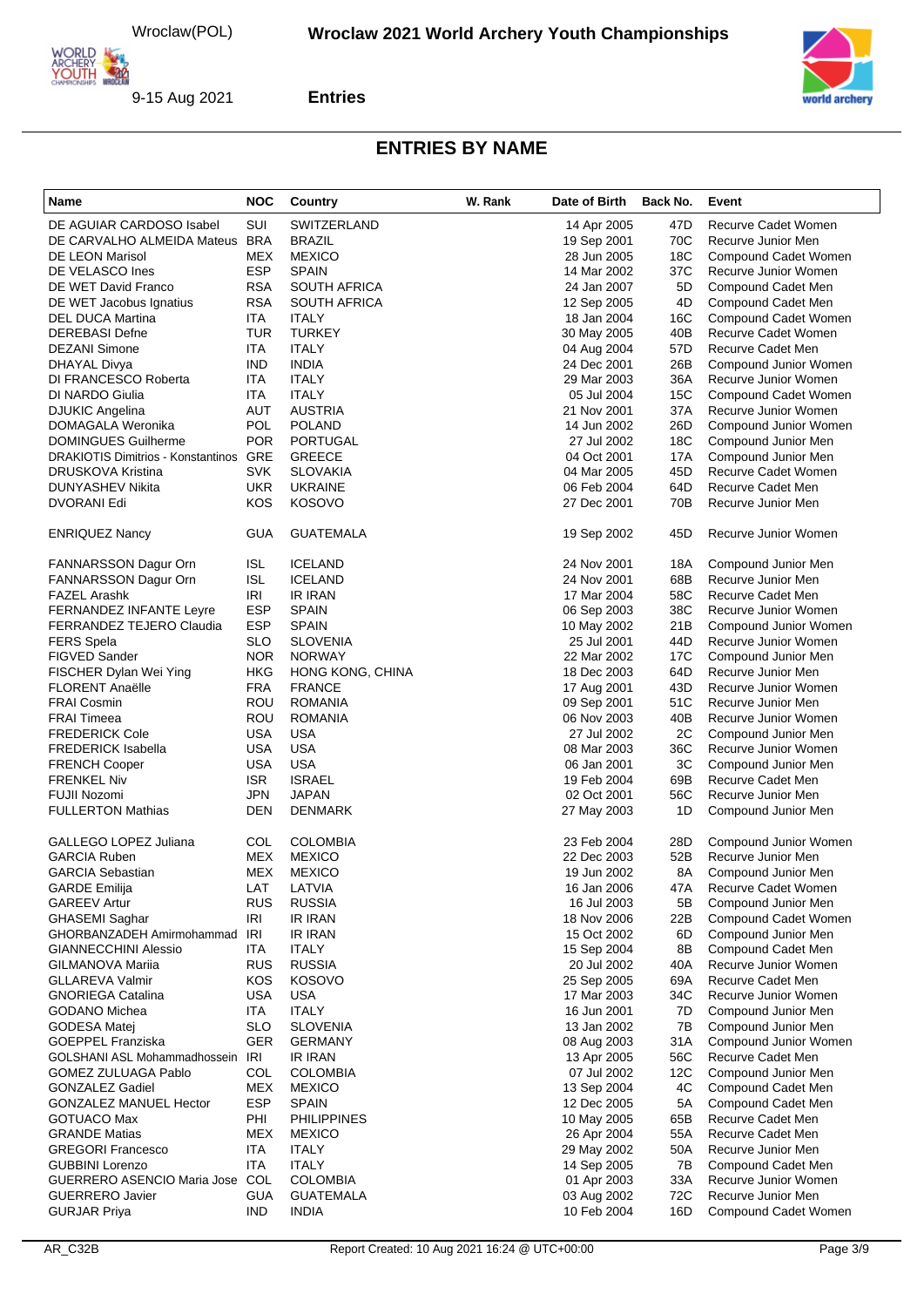## ENTRIES BY NAME

| Name | NOC | Country | W. Rank | Date of Birth | Back No. | Event |
|---|---|---|---|---|---|---|
| DE AGUIAR CARDOSO Isabel | SUI | SWITZERLAND | | 14 Apr 2005 | 47D | Recurve Cadet Women |
| DE CARVALHO ALMEIDA Mateus | BRA | BRAZIL | | 19 Sep 2001 | 70C | Recurve Junior Men |
| DE LEON Marisol | MEX | MEXICO | | 28 Jun 2005 | 18C | Compound Cadet Women |
| DE VELASCO Ines | ESP | SPAIN | | 14 Mar 2002 | 37C | Recurve Junior Women |
| DE WET David Franco | RSA | SOUTH AFRICA | | 24 Jan 2007 | 5D | Compound Cadet Men |
| DE WET Jacobus Ignatius | RSA | SOUTH AFRICA | | 12 Sep 2005 | 4D | Compound Cadet Men |
| DEL DUCA Martina | ITA | ITALY | | 18 Jan 2004 | 16C | Compound Cadet Women |
| DEREBASI Defne | TUR | TURKEY | | 30 May 2005 | 40B | Recurve Cadet Women |
| DEZANI Simone | ITA | ITALY | | 04 Aug 2004 | 57D | Recurve Cadet Men |
| DHAYAL Divya | IND | INDIA | | 24 Dec 2001 | 26B | Compound Junior Women |
| DI FRANCESCO Roberta | ITA | ITALY | | 29 Mar 2003 | 36A | Recurve Junior Women |
| DI NARDO Giulia | ITA | ITALY | | 05 Jul 2004 | 15C | Compound Cadet Women |
| DJUKIC Angelina | AUT | AUSTRIA | | 21 Nov 2001 | 37A | Recurve Junior Women |
| DOMAGALA Weronika | POL | POLAND | | 14 Jun 2002 | 26D | Compound Junior Women |
| DOMINGUES Guilherme | POR | PORTUGAL | | 27 Jul 2002 | 18C | Compound Junior Men |
| DRAKIOTIS Dimitrios - Konstantinos | GRE | GREECE | | 04 Oct 2001 | 17A | Compound Junior Men |
| DRUSKOVA Kristina | SVK | SLOVAKIA | | 04 Mar 2005 | 45D | Recurve Cadet Women |
| DUNYASHEV Nikita | UKR | UKRAINE | | 06 Feb 2004 | 64D | Recurve Cadet Men |
| DVORANI Edi | KOS | KOSOVO | | 27 Dec 2001 | 70B | Recurve Junior Men |
| ENRIQUEZ Nancy | GUA | GUATEMALA | | 19 Sep 2002 | 45D | Recurve Junior Women |
| FANNARSSON Dagur Orn | ISL | ICELAND | | 24 Nov 2001 | 18A | Compound Junior Men |
| FANNARSSON Dagur Orn | ISL | ICELAND | | 24 Nov 2001 | 68B | Recurve Junior Men |
| FAZEL Arashk | IRI | IR IRAN | | 17 Mar 2004 | 58C | Recurve Cadet Men |
| FERNANDEZ INFANTE Leyre | ESP | SPAIN | | 06 Sep 2003 | 38C | Recurve Junior Women |
| FERRANDEZ TEJERO Claudia | ESP | SPAIN | | 10 May 2002 | 21B | Compound Junior Women |
| FERS Spela | SLO | SLOVENIA | | 25 Jul 2001 | 44D | Recurve Junior Women |
| FIGVED Sander | NOR | NORWAY | | 22 Mar 2002 | 17C | Compound Junior Men |
| FISCHER Dylan Wei Ying | HKG | HONG KONG, CHINA | | 18 Dec 2003 | 64D | Recurve Junior Men |
| FLORENT Anaëlle | FRA | FRANCE | | 17 Aug 2001 | 43D | Recurve Junior Women |
| FRAI Cosmin | ROU | ROMANIA | | 09 Sep 2001 | 51C | Recurve Junior Men |
| FRAI Timeea | ROU | ROMANIA | | 06 Nov 2003 | 40B | Recurve Junior Women |
| FREDERICK Cole | USA | USA | | 27 Jul 2002 | 2C | Compound Junior Men |
| FREDERICK Isabella | USA | USA | | 08 Mar 2003 | 36C | Recurve Junior Women |
| FRENCH Cooper | USA | USA | | 06 Jan 2001 | 3C | Compound Junior Men |
| FRENKEL Niv | ISR | ISRAEL | | 19 Feb 2004 | 69B | Recurve Cadet Men |
| FUJII Nozomi | JPN | JAPAN | | 02 Oct 2001 | 56C | Recurve Junior Men |
| FULLERTON Mathias | DEN | DENMARK | | 27 May 2003 | 1D | Compound Junior Men |
| GALLEGO LOPEZ Juliana | COL | COLOMBIA | | 23 Feb 2004 | 28D | Compound Junior Women |
| GARCIA Ruben | MEX | MEXICO | | 22 Dec 2003 | 52B | Recurve Junior Men |
| GARCIA Sebastian | MEX | MEXICO | | 19 Jun 2002 | 8A | Compound Junior Men |
| GARDE Emilija | LAT | LATVIA | | 16 Jan 2006 | 47A | Recurve Cadet Women |
| GAREEV Artur | RUS | RUSSIA | | 16 Jul 2003 | 5B | Compound Junior Men |
| GHASEMI Saghar | IRI | IR IRAN | | 18 Nov 2006 | 22B | Compound Cadet Women |
| GHORBANZADEH Amirmohammad | IRI | IR IRAN | | 15 Oct 2002 | 6D | Compound Junior Men |
| GIANNECCHINI Alessio | ITA | ITALY | | 15 Sep 2004 | 8B | Compound Cadet Men |
| GILMANOVA Mariia | RUS | RUSSIA | | 20 Jul 2002 | 40A | Recurve Junior Women |
| GLLAREVA Valmir | KOS | KOSOVO | | 25 Sep 2005 | 69A | Recurve Cadet Men |
| GNORIEGA Catalina | USA | USA | | 17 Mar 2003 | 34C | Recurve Junior Women |
| GODANO Michea | ITA | ITALY | | 16 Jun 2001 | 7D | Compound Junior Men |
| GODESA Matej | SLO | SLOVENIA | | 13 Jan 2002 | 7B | Compound Junior Men |
| GOEPPEL Franziska | GER | GERMANY | | 08 Aug 2003 | 31A | Compound Junior Women |
| GOLSHANI ASL Mohammadhossein | IRI | IR IRAN | | 13 Apr 2005 | 56C | Recurve Cadet Men |
| GOMEZ ZULUAGA Pablo | COL | COLOMBIA | | 07 Jul 2002 | 12C | Compound Junior Men |
| GONZALEZ Gadiel | MEX | MEXICO | | 13 Sep 2004 | 4C | Compound Cadet Men |
| GONZALEZ MANUEL Hector | ESP | SPAIN | | 12 Dec 2005 | 5A | Compound Cadet Men |
| GOTUACO Max | PHI | PHILIPPINES | | 10 May 2005 | 65B | Recurve Cadet Men |
| GRANDE Matias | MEX | MEXICO | | 26 Apr 2004 | 55A | Recurve Cadet Men |
| GREGORI Francesco | ITA | ITALY | | 29 May 2002 | 50A | Recurve Junior Men |
| GUBBINI Lorenzo | ITA | ITALY | | 14 Sep 2005 | 7B | Compound Cadet Men |
| GUERRERO ASENCIO Maria Jose | COL | COLOMBIA | | 01 Apr 2003 | 33A | Recurve Junior Women |
| GUERRERO Javier | GUA | GUATEMALA | | 03 Aug 2002 | 72C | Recurve Junior Men |
| GURJAR Priya | IND | INDIA | | 10 Feb 2004 | 16D | Compound Cadet Women |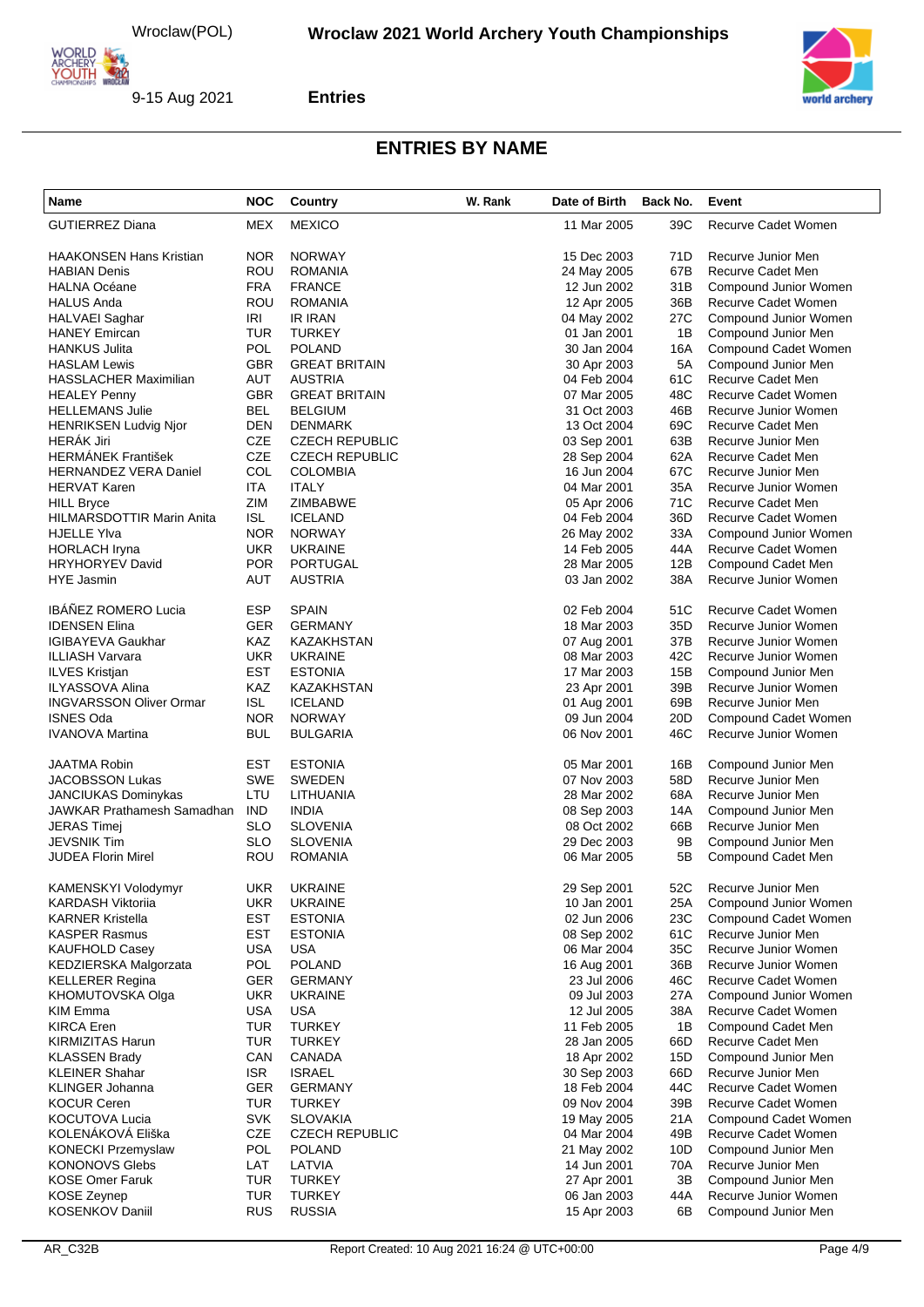## ENTRIES BY NAME

| Name | NOC | Country | W. Rank | Date of Birth | Back No. | Event |
|---|---|---|---|---|---|---|
| GUTIERREZ Diana | MEX | MEXICO | | 11 Mar 2005 | 39C | Recurve Cadet Women |
| HAAKONSEN Hans Kristian | NOR | NORWAY | | 15 Dec 2003 | 71D | Recurve Junior Men |
| HABIAN Denis | ROU | ROMANIA | | 24 May 2005 | 67B | Recurve Cadet Men |
| HALNA Océane | FRA | FRANCE | | 12 Jun 2002 | 31B | Compound Junior Women |
| HALUS Anda | ROU | ROMANIA | | 12 Apr 2005 | 36B | Recurve Cadet Women |
| HALVAEI Saghar | IRI | IR IRAN | | 04 May 2002 | 27C | Compound Junior Women |
| HANEY Emircan | TUR | TURKEY | | 01 Jan 2001 | 1B | Compound Junior Men |
| HANKUS Julita | POL | POLAND | | 30 Jan 2004 | 16A | Compound Cadet Women |
| HASLAM Lewis | GBR | GREAT BRITAIN | | 30 Apr 2003 | 5A | Compound Junior Men |
| HASSLACHER Maximilian | AUT | AUSTRIA | | 04 Feb 2004 | 61C | Recurve Cadet Men |
| HEALEY Penny | GBR | GREAT BRITAIN | | 07 Mar 2005 | 48C | Recurve Cadet Women |
| HELLEMANS Julie | BEL | BELGIUM | | 31 Oct 2003 | 46B | Recurve Junior Women |
| HENRIKSEN Ludvig Njor | DEN | DENMARK | | 13 Oct 2004 | 69C | Recurve Cadet Men |
| HERÁK Jiri | CZE | CZECH REPUBLIC | | 03 Sep 2001 | 63B | Recurve Junior Men |
| HERMÁNEK František | CZE | CZECH REPUBLIC | | 28 Sep 2004 | 62A | Recurve Cadet Men |
| HERNANDEZ VERA Daniel | COL | COLOMBIA | | 16 Jun 2004 | 67C | Recurve Junior Men |
| HERVAT Karen | ITA | ITALY | | 04 Mar 2001 | 35A | Recurve Junior Women |
| HILL Bryce | ZIM | ZIMBABWE | | 05 Apr 2006 | 71C | Recurve Cadet Men |
| HILMARSDOTTIR Marin Anita | ISL | ICELAND | | 04 Feb 2004 | 36D | Recurve Cadet Women |
| HJELLE Ylva | NOR | NORWAY | | 26 May 2002 | 33A | Compound Junior Women |
| HORLACH Iryna | UKR | UKRAINE | | 14 Feb 2005 | 44A | Recurve Cadet Women |
| HRYHORYEV David | POR | PORTUGAL | | 28 Mar 2005 | 12B | Compound Cadet Men |
| HYE Jasmin | AUT | AUSTRIA | | 03 Jan 2002 | 38A | Recurve Junior Women |
| IBÁÑEZ ROMERO Lucia | ESP | SPAIN | | 02 Feb 2004 | 51C | Recurve Cadet Women |
| IDENSEN Elina | GER | GERMANY | | 18 Mar 2003 | 35D | Recurve Junior Women |
| IGIBAYEVA Gaukhar | KAZ | KAZAKHSTAN | | 07 Aug 2001 | 37B | Recurve Junior Women |
| ILLIASH Varvara | UKR | UKRAINE | | 08 Mar 2003 | 42C | Recurve Junior Women |
| ILVES Kristjan | EST | ESTONIA | | 17 Mar 2003 | 15B | Compound Junior Men |
| ILYASSOVA Alina | KAZ | KAZAKHSTAN | | 23 Apr 2001 | 39B | Recurve Junior Women |
| INGVARSSON Oliver Ormar | ISL | ICELAND | | 01 Aug 2001 | 69B | Recurve Junior Men |
| ISNES Oda | NOR | NORWAY | | 09 Jun 2004 | 20D | Compound Cadet Women |
| IVANOVA Martina | BUL | BULGARIA | | 06 Nov 2001 | 46C | Recurve Junior Women |
| JAATMA Robin | EST | ESTONIA | | 05 Mar 2001 | 16B | Compound Junior Men |
| JACOBSSON Lukas | SWE | SWEDEN | | 07 Nov 2003 | 58D | Recurve Junior Men |
| JANCIUKAS Dominykas | LTU | LITHUANIA | | 28 Mar 2002 | 68A | Recurve Junior Men |
| JAWKAR Prathamesh Samadhan | IND | INDIA | | 08 Sep 2003 | 14A | Compound Junior Men |
| JERAS Timej | SLO | SLOVENIA | | 08 Oct 2002 | 66B | Recurve Junior Men |
| JEVSNIK Tim | SLO | SLOVENIA | | 29 Dec 2003 | 9B | Compound Junior Men |
| JUDEA Florin Mirel | ROU | ROMANIA | | 06 Mar 2005 | 5B | Compound Cadet Men |
| KAMENSKYI Volodymyr | UKR | UKRAINE | | 29 Sep 2001 | 52C | Recurve Junior Men |
| KARDASH Viktoriia | UKR | UKRAINE | | 10 Jan 2001 | 25A | Compound Junior Women |
| KARNER Kristella | EST | ESTONIA | | 02 Jun 2006 | 23C | Compound Cadet Women |
| KASPER Rasmus | EST | ESTONIA | | 08 Sep 2002 | 61C | Recurve Junior Men |
| KAUFHOLD Casey | USA | USA | | 06 Mar 2004 | 35C | Recurve Junior Women |
| KEDZIERSKA Malgorzata | POL | POLAND | | 16 Aug 2001 | 36B | Recurve Junior Women |
| KELLERER Regina | GER | GERMANY | | 23 Jul 2006 | 46C | Recurve Cadet Women |
| KHOMUTOVSKA Olga | UKR | UKRAINE | | 09 Jul 2003 | 27A | Compound Junior Women |
| KIM Emma | USA | USA | | 12 Jul 2005 | 38A | Recurve Cadet Women |
| KIRCA Eren | TUR | TURKEY | | 11 Feb 2005 | 1B | Compound Cadet Men |
| KIRMIZITAS Harun | TUR | TURKEY | | 28 Jan 2005 | 66D | Recurve Cadet Men |
| KLASSEN Brady | CAN | CANADA | | 18 Apr 2002 | 15D | Compound Junior Men |
| KLEINER Shahar | ISR | ISRAEL | | 30 Sep 2003 | 66D | Recurve Junior Men |
| KLINGER Johanna | GER | GERMANY | | 18 Feb 2004 | 44C | Recurve Cadet Women |
| KOCUR Ceren | TUR | TURKEY | | 09 Nov 2004 | 39B | Recurve Cadet Women |
| KOCUTOVA Lucia | SVK | SLOVAKIA | | 19 May 2005 | 21A | Compound Cadet Women |
| KOLENÁKOVÁ Eliška | CZE | CZECH REPUBLIC | | 04 Mar 2004 | 49B | Recurve Cadet Women |
| KONECKI Przemyslaw | POL | POLAND | | 21 May 2002 | 10D | Compound Junior Men |
| KONONOVS Glebs | LAT | LATVIA | | 14 Jun 2001 | 70A | Recurve Junior Men |
| KOSE Omer Faruk | TUR | TURKEY | | 27 Apr 2001 | 3B | Compound Junior Men |
| KOSE Zeynep | TUR | TURKEY | | 06 Jan 2003 | 44A | Recurve Junior Women |
| KOSENKOV Daniil | RUS | RUSSIA | | 15 Apr 2003 | 6B | Compound Junior Men |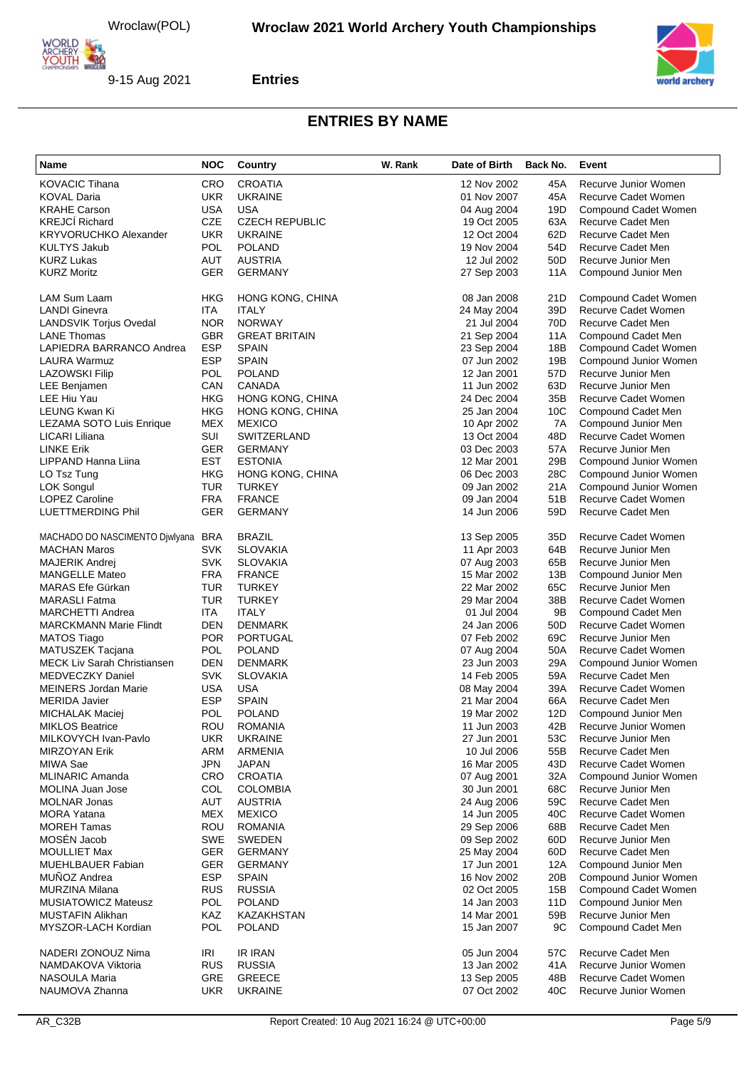## ENTRIES BY NAME

| Name | NOC | Country | W. Rank | Date of Birth | Back No. | Event |
|---|---|---|---|---|---|---|
| KOVACIC Tihana | CRO | CROATIA | | 12 Nov 2002 | 45A | Recurve Junior Women |
| KOVAL Daria | UKR | UKRAINE | | 01 Nov 2007 | 45A | Recurve Cadet Women |
| KRAHE Carson | USA | USA | | 04 Aug 2004 | 19D | Compound Cadet Women |
| KREJCÍ Richard | CZE | CZECH REPUBLIC | | 19 Oct 2005 | 63A | Recurve Cadet Men |
| KRYVORUCHKO Alexander | UKR | UKRAINE | | 12 Oct 2004 | 62D | Recurve Cadet Men |
| KULTYS Jakub | POL | POLAND | | 19 Nov 2004 | 54D | Recurve Cadet Men |
| KURZ Lukas | AUT | AUSTRIA | | 12 Jul 2002 | 50D | Recurve Junior Men |
| KURZ Moritz | GER | GERMANY | | 27 Sep 2003 | 11A | Compound Junior Men |
| LAM Sum Laam | HKG | HONG KONG, CHINA | | 08 Jan 2008 | 21D | Compound Cadet Women |
| LANDI Ginevra | ITA | ITALY | | 24 May 2004 | 39D | Recurve Cadet Women |
| LANDSVIK Torjus Ovedal | NOR | NORWAY | | 21 Jul 2004 | 70D | Recurve Cadet Men |
| LANE Thomas | GBR | GREAT BRITAIN | | 21 Sep 2004 | 11A | Compound Cadet Men |
| LAPIEDRA BARRANCO Andrea | ESP | SPAIN | | 23 Sep 2004 | 18B | Compound Cadet Women |
| LAURA Warmuz | ESP | SPAIN | | 07 Jun 2002 | 19B | Compound Junior Women |
| LAZOWSKI Filip | POL | POLAND | | 12 Jan 2001 | 57D | Recurve Junior Men |
| LEE Benjamen | CAN | CANADA | | 11 Jun 2002 | 63D | Recurve Junior Men |
| LEE Hiu Yau | HKG | HONG KONG, CHINA | | 24 Dec 2004 | 35B | Recurve Cadet Women |
| LEUNG Kwan Ki | HKG | HONG KONG, CHINA | | 25 Jan 2004 | 10C | Compound Cadet Men |
| LEZAMA SOTO Luis Enrique | MEX | MEXICO | | 10 Apr 2002 | 7A | Compound Junior Men |
| LICARI Liliana | SUI | SWITZERLAND | | 13 Oct 2004 | 48D | Recurve Cadet Women |
| LINKE Erik | GER | GERMANY | | 03 Dec 2003 | 57A | Recurve Junior Men |
| LIPPAND Hanna Liina | EST | ESTONIA | | 12 Mar 2001 | 29B | Compound Junior Women |
| LO Tsz Tung | HKG | HONG KONG, CHINA | | 06 Dec 2003 | 28C | Compound Junior Women |
| LOK Songul | TUR | TURKEY | | 09 Jan 2002 | 21A | Compound Junior Women |
| LOPEZ Caroline | FRA | FRANCE | | 09 Jan 2004 | 51B | Recurve Cadet Women |
| LUETTMERDING Phil | GER | GERMANY | | 14 Jun 2006 | 59D | Recurve Cadet Men |
| MACHADO DO NASCIMENTO Djwlyana | BRA | BRAZIL | | 13 Sep 2005 | 35D | Recurve Cadet Women |
| MACHAN Maros | SVK | SLOVAKIA | | 11 Apr 2003 | 64B | Recurve Junior Men |
| MAJERIK Andrej | SVK | SLOVAKIA | | 07 Aug 2003 | 65B | Recurve Junior Men |
| MANGELLE Mateo | FRA | FRANCE | | 15 Mar 2002 | 13B | Compound Junior Men |
| MARAS Efe Gürkan | TUR | TURKEY | | 22 Mar 2002 | 65C | Recurve Junior Men |
| MARASLI Fatma | TUR | TURKEY | | 29 Mar 2004 | 38B | Recurve Cadet Women |
| MARCHETTI Andrea | ITA | ITALY | | 01 Jul 2004 | 9B | Compound Cadet Men |
| MARCKMANN Marie Flindt | DEN | DENMARK | | 24 Jan 2006 | 50D | Recurve Cadet Women |
| MATOS Tiago | POR | PORTUGAL | | 07 Feb 2002 | 69C | Recurve Junior Men |
| MATUSZEK Tacjana | POL | POLAND | | 07 Aug 2004 | 50A | Recurve Cadet Women |
| MECK Liv Sarah Christiansen | DEN | DENMARK | | 23 Jun 2003 | 29A | Compound Junior Women |
| MEDVECZKY Daniel | SVK | SLOVAKIA | | 14 Feb 2005 | 59A | Recurve Cadet Men |
| MEINERS Jordan Marie | USA | USA | | 08 May 2004 | 39A | Recurve Cadet Women |
| MERIDA Javier | ESP | SPAIN | | 21 Mar 2004 | 66A | Recurve Cadet Men |
| MICHALAK Maciej | POL | POLAND | | 19 Mar 2002 | 12D | Compound Junior Men |
| MIKLOS Beatrice | ROU | ROMANIA | | 11 Jun 2003 | 42B | Recurve Junior Women |
| MILKOVYCH Ivan-Pavlo | UKR | UKRAINE | | 27 Jun 2001 | 53C | Recurve Junior Men |
| MIRZOYAN Erik | ARM | ARMENIA | | 10 Jul 2006 | 55B | Recurve Cadet Men |
| MIWA Sae | JPN | JAPAN | | 16 Mar 2005 | 43D | Recurve Cadet Women |
| MLINARIC Amanda | CRO | CROATIA | | 07 Aug 2001 | 32A | Compound Junior Women |
| MOLINA Juan Jose | COL | COLOMBIA | | 30 Jun 2001 | 68C | Recurve Junior Men |
| MOLNAR Jonas | AUT | AUSTRIA | | 24 Aug 2006 | 59C | Recurve Cadet Men |
| MORA Yatana | MEX | MEXICO | | 14 Jun 2005 | 40C | Recurve Cadet Women |
| MOREH Tamas | ROU | ROMANIA | | 29 Sep 2006 | 68B | Recurve Cadet Men |
| MOSÉN Jacob | SWE | SWEDEN | | 09 Sep 2002 | 60D | Recurve Junior Men |
| MOULLIET Max | GER | GERMANY | | 25 May 2004 | 60D | Recurve Cadet Men |
| MUEHLBAUER Fabian | GER | GERMANY | | 17 Jun 2001 | 12A | Compound Junior Men |
| MUÑOZ Andrea | ESP | SPAIN | | 16 Nov 2002 | 20B | Compound Junior Women |
| MURZINA Milana | RUS | RUSSIA | | 02 Oct 2005 | 15B | Compound Cadet Women |
| MUSIATOWICZ Mateusz | POL | POLAND | | 14 Jan 2003 | 11D | Compound Junior Men |
| MUSTAFIN Alikhan | KAZ | KAZAKHSTAN | | 14 Mar 2001 | 59B | Recurve Junior Men |
| MYSZOR-LACH Kordian | POL | POLAND | | 15 Jan 2007 | 9C | Compound Cadet Men |
| NADERI ZONOUZ Nima | IRI | IR IRAN | | 05 Jun 2004 | 57C | Recurve Cadet Men |
| NAMDAKOVA Viktoria | RUS | RUSSIA | | 13 Jan 2002 | 41A | Recurve Junior Women |
| NASOULA Maria | GRE | GREECE | | 13 Sep 2005 | 48B | Recurve Cadet Women |
| NAUMOVA Zhanna | UKR | UKRAINE | | 07 Oct 2002 | 40C | Recurve Junior Women |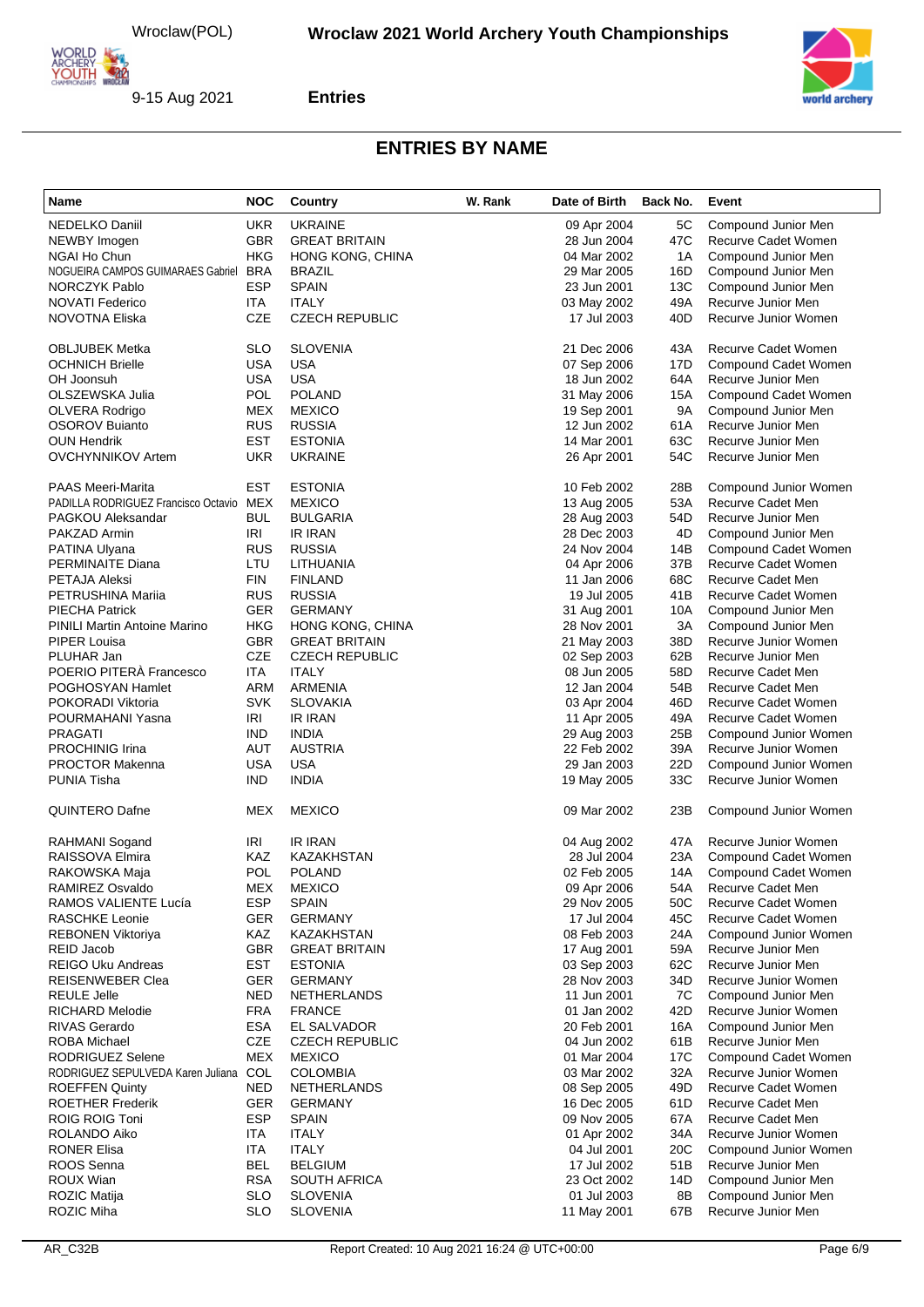## ENTRIES BY NAME

| Name | NOC | Country | W. Rank | Date of Birth | Back No. | Event |
|---|---|---|---|---|---|---|
| NEDELKO Daniil | UKR | UKRAINE | | 09 Apr 2004 | 5C | Compound Junior Men |
| NEWBY Imogen | GBR | GREAT BRITAIN | | 28 Jun 2004 | 47C | Recurve Cadet Women |
| NGAI Ho Chun | HKG | HONG KONG, CHINA | | 04 Mar 2002 | 1A | Compound Junior Men |
| NOGUEIRA CAMPOS GUIMARAES Gabriel | BRA | BRAZIL | | 29 Mar 2005 | 16D | Compound Junior Men |
| NORCZYK Pablo | ESP | SPAIN | | 23 Jun 2001 | 13C | Compound Junior Men |
| NOVATI Federico | ITA | ITALY | | 03 May 2002 | 49A | Recurve Junior Men |
| NOVOTNA Eliska | CZE | CZECH REPUBLIC | | 17 Jul 2003 | 40D | Recurve Junior Women |
| OBLJUBEK Metka | SLO | SLOVENIA | | 21 Dec 2006 | 43A | Recurve Cadet Women |
| OCHNICH Brielle | USA | USA | | 07 Sep 2006 | 17D | Compound Cadet Women |
| OH Joonsuh | USA | USA | | 18 Jun 2002 | 64A | Recurve Junior Men |
| OLSZEWSKA Julia | POL | POLAND | | 31 May 2006 | 15A | Compound Cadet Women |
| OLVERA Rodrigo | MEX | MEXICO | | 19 Sep 2001 | 9A | Compound Junior Men |
| OSOROV Buianto | RUS | RUSSIA | | 12 Jun 2002 | 61A | Recurve Junior Men |
| OUN Hendrik | EST | ESTONIA | | 14 Mar 2001 | 63C | Recurve Junior Men |
| OVCHYNNIKOV Artem | UKR | UKRAINE | | 26 Apr 2001 | 54C | Recurve Junior Men |
| PAAS Meeri-Marita | EST | ESTONIA | | 10 Feb 2002 | 28B | Compound Junior Women |
| PADILLA RODRIGUEZ Francisco Octavio | MEX | MEXICO | | 13 Aug 2005 | 53A | Recurve Cadet Men |
| PAGKOU Aleksandar | BUL | BULGARIA | | 28 Aug 2003 | 54D | Recurve Junior Men |
| PAKZAD Armin | IRI | IR IRAN | | 28 Dec 2003 | 4D | Compound Junior Men |
| PATINA Ulyana | RUS | RUSSIA | | 24 Nov 2004 | 14B | Compound Cadet Women |
| PERMINAITE Diana | LTU | LITHUANIA | | 04 Apr 2006 | 37B | Recurve Cadet Women |
| PETAJA Aleksi | FIN | FINLAND | | 11 Jan 2006 | 68C | Recurve Cadet Men |
| PETRUSHINA Mariia | RUS | RUSSIA | | 19 Jul 2005 | 41B | Recurve Cadet Women |
| PIECHA Patrick | GER | GERMANY | | 31 Aug 2001 | 10A | Compound Junior Men |
| PINILI Martin Antoine Marino | HKG | HONG KONG, CHINA | | 28 Nov 2001 | 3A | Compound Junior Men |
| PIPER Louisa | GBR | GREAT BRITAIN | | 21 May 2003 | 38D | Recurve Junior Women |
| PLUHAR Jan | CZE | CZECH REPUBLIC | | 02 Sep 2003 | 62B | Recurve Junior Men |
| POERIO PITERÀ Francesco | ITA | ITALY | | 08 Jun 2005 | 58D | Recurve Cadet Men |
| POGHOSYAN Hamlet | ARM | ARMENIA | | 12 Jan 2004 | 54B | Recurve Cadet Men |
| POKORADI Viktoria | SVK | SLOVAKIA | | 03 Apr 2004 | 46D | Recurve Cadet Women |
| POURMAHANI Yasna | IRI | IR IRAN | | 11 Apr 2005 | 49A | Recurve Cadet Women |
| PRAGATI | IND | INDIA | | 29 Aug 2003 | 25B | Compound Junior Women |
| PROCHINIG Irina | AUT | AUSTRIA | | 22 Feb 2002 | 39A | Recurve Junior Women |
| PROCTOR Makenna | USA | USA | | 29 Jan 2003 | 22D | Compound Junior Women |
| PUNIA Tisha | IND | INDIA | | 19 May 2005 | 33C | Recurve Junior Women |
| QUINTERO Dafne | MEX | MEXICO | | 09 Mar 2002 | 23B | Compound Junior Women |
| RAHMANI Sogand | IRI | IR IRAN | | 04 Aug 2002 | 47A | Recurve Junior Women |
| RAISSOVA Elmira | KAZ | KAZAKHSTAN | | 28 Jul 2004 | 23A | Compound Cadet Women |
| RAKOWSKA Maja | POL | POLAND | | 02 Feb 2005 | 14A | Compound Cadet Women |
| RAMIREZ Osvaldo | MEX | MEXICO | | 09 Apr 2006 | 54A | Recurve Cadet Men |
| RAMOS VALIENTE Lucía | ESP | SPAIN | | 29 Nov 2005 | 50C | Recurve Cadet Women |
| RASCHKE Leonie | GER | GERMANY | | 17 Jul 2004 | 45C | Recurve Cadet Women |
| REBONEN Viktoriya | KAZ | KAZAKHSTAN | | 08 Feb 2003 | 24A | Compound Junior Women |
| REID Jacob | GBR | GREAT BRITAIN | | 17 Aug 2001 | 59A | Recurve Junior Men |
| REIGO Uku Andreas | EST | ESTONIA | | 03 Sep 2003 | 62C | Recurve Junior Men |
| REISENWEBER Clea | GER | GERMANY | | 28 Nov 2003 | 34D | Recurve Junior Women |
| REULE Jelle | NED | NETHERLANDS | | 11 Jun 2001 | 7C | Compound Junior Men |
| RICHARD Melodie | FRA | FRANCE | | 01 Jan 2002 | 42D | Recurve Junior Women |
| RIVAS Gerardo | ESA | EL SALVADOR | | 20 Feb 2001 | 16A | Compound Junior Men |
| ROBA Michael | CZE | CZECH REPUBLIC | | 04 Jun 2002 | 61B | Recurve Junior Men |
| RODRIGUEZ Selene | MEX | MEXICO | | 01 Mar 2004 | 17C | Compound Cadet Women |
| RODRIGUEZ SEPULVEDA Karen Juliana | COL | COLOMBIA | | 03 Mar 2002 | 32A | Recurve Junior Women |
| ROEFFEN Quinty | NED | NETHERLANDS | | 08 Sep 2005 | 49D | Recurve Cadet Women |
| ROETHER Frederik | GER | GERMANY | | 16 Dec 2005 | 61D | Recurve Cadet Men |
| ROIG ROIG Toni | ESP | SPAIN | | 09 Nov 2005 | 67A | Recurve Cadet Men |
| ROLANDO Aiko | ITA | ITALY | | 01 Apr 2002 | 34A | Recurve Junior Women |
| RONER Elisa | ITA | ITALY | | 04 Jul 2001 | 20C | Compound Junior Women |
| ROOS Senna | BEL | BELGIUM | | 17 Jul 2002 | 51B | Recurve Junior Men |
| ROUX Wian | RSA | SOUTH AFRICA | | 23 Oct 2002 | 14D | Compound Junior Men |
| ROZIC Matija | SLO | SLOVENIA | | 01 Jul 2003 | 8B | Compound Junior Men |
| ROZIC Miha | SLO | SLOVENIA | | 11 May 2001 | 67B | Recurve Junior Men |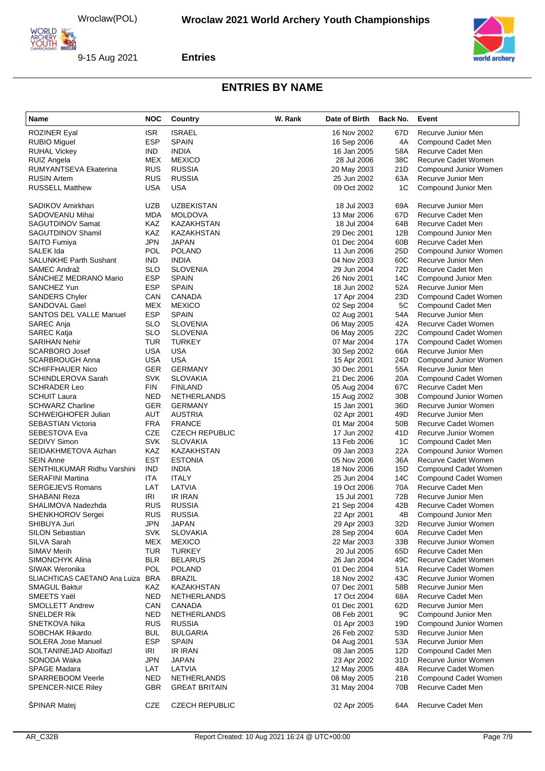## ENTRIES BY NAME

| Name | NOC | Country | W. Rank | Date of Birth | Back No. | Event |
|---|---|---|---|---|---|---|
| ROZINER Eyal | ISR | ISRAEL | | 16 Nov 2002 | 67D | Recurve Junior Men |
| RUBIO Miguel | ESP | SPAIN | | 16 Sep 2006 | 4A | Compound Cadet Men |
| RUHAL Vickey | IND | INDIA | | 16 Jan 2005 | 58A | Recurve Cadet Men |
| RUIZ Angela | MEX | MEXICO | | 28 Jul 2006 | 38C | Recurve Cadet Women |
| RUMYANTSEVA Ekaterina | RUS | RUSSIA | | 20 May 2003 | 21D | Compound Junior Women |
| RUSIN Artem | RUS | RUSSIA | | 25 Jun 2002 | 63A | Recurve Junior Men |
| RUSSELL Matthew | USA | USA | | 09 Oct 2002 | 1C | Compound Junior Men |
| SADIKOV Amirkhan | UZB | UZBEKISTAN | | 18 Jul 2003 | 69A | Recurve Junior Men |
| SADOVEANU Mihai | MDA | MOLDOVA | | 13 Mar 2006 | 67D | Recurve Cadet Men |
| SAGUTDINOV Samat | KAZ | KAZAKHSTAN | | 18 Jul 2004 | 64B | Recurve Cadet Men |
| SAGUTDINOV Shamil | KAZ | KAZAKHSTAN | | 29 Dec 2001 | 12B | Compound Junior Men |
| SAITO Fumiya | JPN | JAPAN | | 01 Dec 2004 | 60B | Recurve Cadet Men |
| SALEK Ida | POL | POLAND | | 11 Jun 2006 | 25D | Compound Junior Women |
| SALUNKHE Parth Sushant | IND | INDIA | | 04 Nov 2003 | 60C | Recurve Junior Men |
| SAMEC Andraž | SLO | SLOVENIA | | 29 Jun 2004 | 72D | Recurve Cadet Men |
| SÁNCHEZ MEDRANO Mario | ESP | SPAIN | | 26 Nov 2001 | 14C | Compound Junior Men |
| SANCHEZ Yun | ESP | SPAIN | | 18 Jun 2002 | 52A | Recurve Junior Men |
| SANDERS Chyler | CAN | CANADA | | 17 Apr 2004 | 23D | Compound Cadet Women |
| SANDOVAL Gael | MEX | MEXICO | | 02 Sep 2004 | 5C | Compound Cadet Men |
| SANTOS DEL VALLE Manuel | ESP | SPAIN | | 02 Aug 2001 | 54A | Recurve Junior Men |
| SAREC Anja | SLO | SLOVENIA | | 06 May 2005 | 42A | Recurve Cadet Women |
| SAREC Katja | SLO | SLOVENIA | | 06 May 2005 | 22C | Compound Cadet Women |
| SARIHAN Nehir | TUR | TURKEY | | 07 Mar 2004 | 17A | Compound Cadet Women |
| SCARBORO Josef | USA | USA | | 30 Sep 2002 | 66A | Recurve Junior Men |
| SCARBROUGH Anna | USA | USA | | 15 Apr 2001 | 24D | Compound Junior Women |
| SCHIFFHAUER Nico | GER | GERMANY | | 30 Dec 2001 | 55A | Recurve Junior Men |
| SCHINDLEROVA Sarah | SVK | SLOVAKIA | | 21 Dec 2006 | 20A | Compound Cadet Women |
| SCHRADER Leo | FIN | FINLAND | | 05 Aug 2004 | 67C | Recurve Cadet Men |
| SCHUIT Laura | NED | NETHERLANDS | | 15 Aug 2002 | 30B | Compound Junior Women |
| SCHWARZ Charline | GER | GERMANY | | 15 Jan 2001 | 36D | Recurve Junior Women |
| SCHWEIGHOFER Julian | AUT | AUSTRIA | | 02 Apr 2001 | 49D | Recurve Junior Men |
| SEBASTIAN Victoria | FRA | FRANCE | | 01 Mar 2004 | 50B | Recurve Cadet Women |
| SEBESTOVA Eva | CZE | CZECH REPUBLIC | | 17 Jun 2002 | 41D | Recurve Junior Women |
| SEDIVY Simon | SVK | SLOVAKIA | | 13 Feb 2006 | 1C | Compound Cadet Men |
| SEIDAKHMETOVA Aizhan | KAZ | KAZAKHSTAN | | 09 Jan 2003 | 22A | Compound Junior Women |
| SEIN Anne | EST | ESTONIA | | 05 Nov 2006 | 36A | Recurve Cadet Women |
| SENTHILKUMAR Ridhu Varshini | IND | INDIA | | 18 Nov 2006 | 15D | Compound Cadet Women |
| SERAFINI Martina | ITA | ITALY | | 25 Jun 2004 | 14C | Compound Cadet Women |
| SERGEJEVS Romans | LAT | LATVIA | | 19 Oct 2006 | 70A | Recurve Cadet Men |
| SHABANI Reza | IRI | IR IRAN | | 15 Jul 2001 | 72B | Recurve Junior Men |
| SHALIMOVA Nadezhda | RUS | RUSSIA | | 21 Sep 2004 | 42B | Recurve Cadet Women |
| SHENKHOROV Sergei | RUS | RUSSIA | | 22 Apr 2001 | 4B | Compound Junior Men |
| SHIBUYA Juri | JPN | JAPAN | | 29 Apr 2003 | 32D | Recurve Junior Women |
| SILON Sebastian | SVK | SLOVAKIA | | 28 Sep 2004 | 60A | Recurve Cadet Men |
| SILVA Sarah | MEX | MEXICO | | 22 Mar 2003 | 33B | Recurve Junior Women |
| SIMAV Merih | TUR | TURKEY | | 20 Jul 2005 | 65D | Recurve Cadet Men |
| SIMONCHYK Alina | BLR | BELARUS | | 26 Jan 2004 | 49C | Recurve Cadet Women |
| SIWAK Weronika | POL | POLAND | | 01 Dec 2004 | 51A | Recurve Cadet Women |
| SLACHTICAS CAETANO Ana Luiza | BRA | BRAZIL | | 18 Nov 2002 | 43C | Recurve Junior Women |
| SMAGUL Baktur | KAZ | KAZAKHSTAN | | 07 Dec 2001 | 58B | Recurve Junior Men |
| SMEETS Yaël | NED | NETHERLANDS | | 17 Oct 2004 | 68A | Recurve Cadet Men |
| SMOLLETT Andrew | CAN | CANADA | | 01 Dec 2001 | 62D | Recurve Junior Men |
| SNELDER Rik | NED | NETHERLANDS | | 08 Feb 2001 | 9C | Compound Junior Men |
| SNETKOVA Nika | RUS | RUSSIA | | 01 Apr 2003 | 19D | Compound Junior Women |
| SOBCHAK Rikardo | BUL | BULGARIA | | 26 Feb 2002 | 53D | Recurve Junior Men |
| SOLERA Jose Manuel | ESP | SPAIN | | 04 Aug 2001 | 53A | Recurve Junior Men |
| SOLTANINEJAD Abolfazl | IRI | IR IRAN | | 08 Jan 2005 | 12D | Compound Cadet Men |
| SONODA Waka | JPN | JAPAN | | 23 Apr 2002 | 31D | Recurve Junior Women |
| SPAGE Madara | LAT | LATVIA | | 12 May 2005 | 48A | Recurve Cadet Women |
| SPARREBOOM Veerle | NED | NETHERLANDS | | 08 May 2005 | 21B | Compound Cadet Women |
| SPENCER-NICE Riley | GBR | GREAT BRITAIN | | 31 May 2004 | 70B | Recurve Cadet Men |
| ŠPINAR Matej | CZE | CZECH REPUBLIC | | 02 Apr 2005 | 64A | Recurve Cadet Men |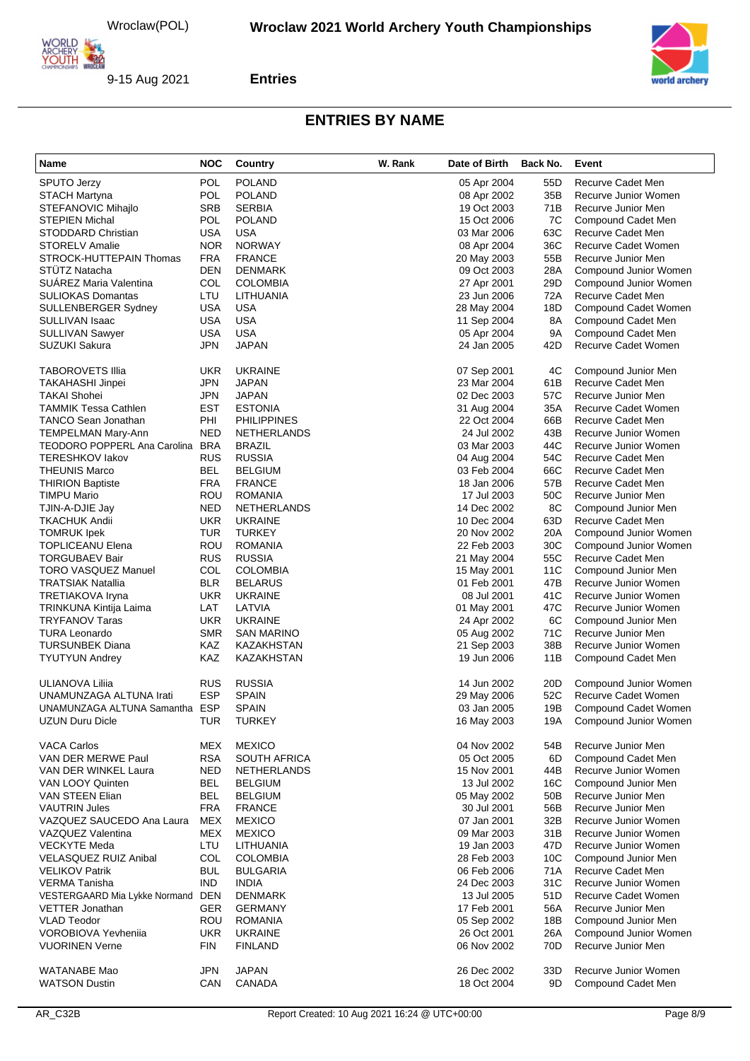## ENTRIES BY NAME

| Name | NOC | Country | W. Rank | Date of Birth | Back No. | Event |
|---|---|---|---|---|---|---|
| SPUTO Jerzy | POL | POLAND | | 05 Apr 2004 | 55D | Recurve Cadet Men |
| STACH Martyna | POL | POLAND | | 08 Apr 2002 | 35B | Recurve Junior Women |
| STEFANOVIC Mihajlo | SRB | SERBIA | | 19 Oct 2003 | 71B | Recurve Junior Men |
| STEPIEN Michal | POL | POLAND | | 15 Oct 2006 | 7C | Compound Cadet Men |
| STODDARD Christian | USA | USA | | 03 Mar 2006 | 63C | Recurve Cadet Men |
| STORELV Amalie | NOR | NORWAY | | 08 Apr 2004 | 36C | Recurve Cadet Women |
| STROCK-HUTTEPAIN Thomas | FRA | FRANCE | | 20 May 2003 | 55B | Recurve Junior Men |
| STÜTZ Natacha | DEN | DENMARK | | 09 Oct 2003 | 28A | Compound Junior Women |
| SUÁREZ Maria Valentina | COL | COLOMBIA | | 27 Apr 2001 | 29D | Compound Junior Women |
| SULIOKAS Domantas | LTU | LITHUANIA | | 23 Jun 2006 | 72A | Recurve Cadet Men |
| SULLENBERGER Sydney | USA | USA | | 28 May 2004 | 18D | Compound Cadet Women |
| SULLIVAN Isaac | USA | USA | | 11 Sep 2004 | 8A | Compound Cadet Men |
| SULLIVAN Sawyer | USA | USA | | 05 Apr 2004 | 9A | Compound Cadet Men |
| SUZUKI Sakura | JPN | JAPAN | | 24 Jan 2005 | 42D | Recurve Cadet Women |
| TABOROVETS Illia | UKR | UKRAINE | | 07 Sep 2001 | 4C | Compound Junior Men |
| TAKAHASHI Jinpei | JPN | JAPAN | | 23 Mar 2004 | 61B | Recurve Cadet Men |
| TAKAI Shohei | JPN | JAPAN | | 02 Dec 2003 | 57C | Recurve Junior Men |
| TAMMIK Tessa Cathlen | EST | ESTONIA | | 31 Aug 2004 | 35A | Recurve Cadet Women |
| TANCO Sean Jonathan | PHI | PHILIPPINES | | 22 Oct 2004 | 66B | Recurve Cadet Men |
| TEMPELMAN Mary-Ann | NED | NETHERLANDS | | 24 Jul 2002 | 43B | Recurve Junior Women |
| TEODORO POPPERL Ana Carolina | BRA | BRAZIL | | 03 Mar 2003 | 44C | Recurve Junior Women |
| TERESHKOV Iakov | RUS | RUSSIA | | 04 Aug 2004 | 54C | Recurve Cadet Men |
| THEUNIS Marco | BEL | BELGIUM | | 03 Feb 2004 | 66C | Recurve Cadet Men |
| THIRION Baptiste | FRA | FRANCE | | 18 Jan 2006 | 57B | Recurve Cadet Men |
| TIMPU Mario | ROU | ROMANIA | | 17 Jul 2003 | 50C | Recurve Junior Men |
| TJIN-A-DJIE Jay | NED | NETHERLANDS | | 14 Dec 2002 | 8C | Compound Junior Men |
| TKACHUK Andii | UKR | UKRAINE | | 10 Dec 2004 | 63D | Recurve Cadet Men |
| TOMRUK Ipek | TUR | TURKEY | | 20 Nov 2002 | 20A | Compound Junior Women |
| TOPLICEANU Elena | ROU | ROMANIA | | 22 Feb 2003 | 30C | Compound Junior Women |
| TORGUBAEV Bair | RUS | RUSSIA | | 21 May 2004 | 55C | Recurve Cadet Men |
| TORO VASQUEZ Manuel | COL | COLOMBIA | | 15 May 2001 | 11C | Compound Junior Men |
| TRATSIAK Natallia | BLR | BELARUS | | 01 Feb 2001 | 47B | Recurve Junior Women |
| TRETIAKOVA Iryna | UKR | UKRAINE | | 08 Jul 2001 | 41C | Recurve Junior Women |
| TRINKUNA Kintija Laima | LAT | LATVIA | | 01 May 2001 | 47C | Recurve Junior Women |
| TRYFANOV Taras | UKR | UKRAINE | | 24 Apr 2002 | 6C | Compound Junior Men |
| TURA Leonardo | SMR | SAN MARINO | | 05 Aug 2002 | 71C | Recurve Junior Men |
| TURSUNBEK Diana | KAZ | KAZAKHSTAN | | 21 Sep 2003 | 38B | Recurve Junior Women |
| TYUTYUN Andrey | KAZ | KAZAKHSTAN | | 19 Jun 2006 | 11B | Compound Cadet Men |
| ULIANOVA Liliia | RUS | RUSSIA | | 14 Jun 2002 | 20D | Compound Junior Women |
| UNAMUNZAGA ALTUNA Irati | ESP | SPAIN | | 29 May 2006 | 52C | Recurve Cadet Women |
| UNAMUNZAGA ALTUNA Samantha | ESP | SPAIN | | 03 Jan 2005 | 19B | Compound Cadet Women |
| UZUN Duru Dicle | TUR | TURKEY | | 16 May 2003 | 19A | Compound Junior Women |
| VACA Carlos | MEX | MEXICO | | 04 Nov 2002 | 54B | Recurve Junior Men |
| VAN DER MERWE Paul | RSA | SOUTH AFRICA | | 05 Oct 2005 | 6D | Compound Cadet Men |
| VAN DER WINKEL Laura | NED | NETHERLANDS | | 15 Nov 2001 | 44B | Recurve Junior Women |
| VAN LOOY Quinten | BEL | BELGIUM | | 13 Jul 2002 | 16C | Compound Junior Men |
| VAN STEEN Elian | BEL | BELGIUM | | 05 May 2002 | 50B | Recurve Junior Men |
| VAUTRIN Jules | FRA | FRANCE | | 30 Jul 2001 | 56B | Recurve Junior Men |
| VAZQUEZ SAUCEDO Ana Laura | MEX | MEXICO | | 07 Jan 2001 | 32B | Recurve Junior Women |
| VAZQUEZ Valentina | MEX | MEXICO | | 09 Mar 2003 | 31B | Recurve Junior Women |
| VECKYTE Meda | LTU | LITHUANIA | | 19 Jan 2003 | 47D | Recurve Junior Women |
| VELASQUEZ RUIZ Anibal | COL | COLOMBIA | | 28 Feb 2003 | 10C | Compound Junior Men |
| VELIKOV Patrik | BUL | BULGARIA | | 06 Feb 2006 | 71A | Recurve Cadet Men |
| VERMA Tanisha | IND | INDIA | | 24 Dec 2003 | 31C | Recurve Junior Women |
| VESTERGAARD Mia Lykke Normand | DEN | DENMARK | | 13 Jul 2005 | 51D | Recurve Cadet Women |
| VETTER Jonathan | GER | GERMANY | | 17 Feb 2001 | 56A | Recurve Junior Men |
| VLAD Teodor | ROU | ROMANIA | | 05 Sep 2002 | 18B | Compound Junior Men |
| VOROBIOVA Yevheniia | UKR | UKRAINE | | 26 Oct 2001 | 26A | Compound Junior Women |
| VUORINEN Verne | FIN | FINLAND | | 06 Nov 2002 | 70D | Recurve Junior Men |
| WATANABE Mao | JPN | JAPAN | | 26 Dec 2002 | 33D | Recurve Junior Women |
| WATSON Dustin | CAN | CANADA | | 18 Oct 2004 | 9D | Compound Cadet Men |

AR_C32B Report Created: 10 Aug 2021 16:24 @ UTC+00:00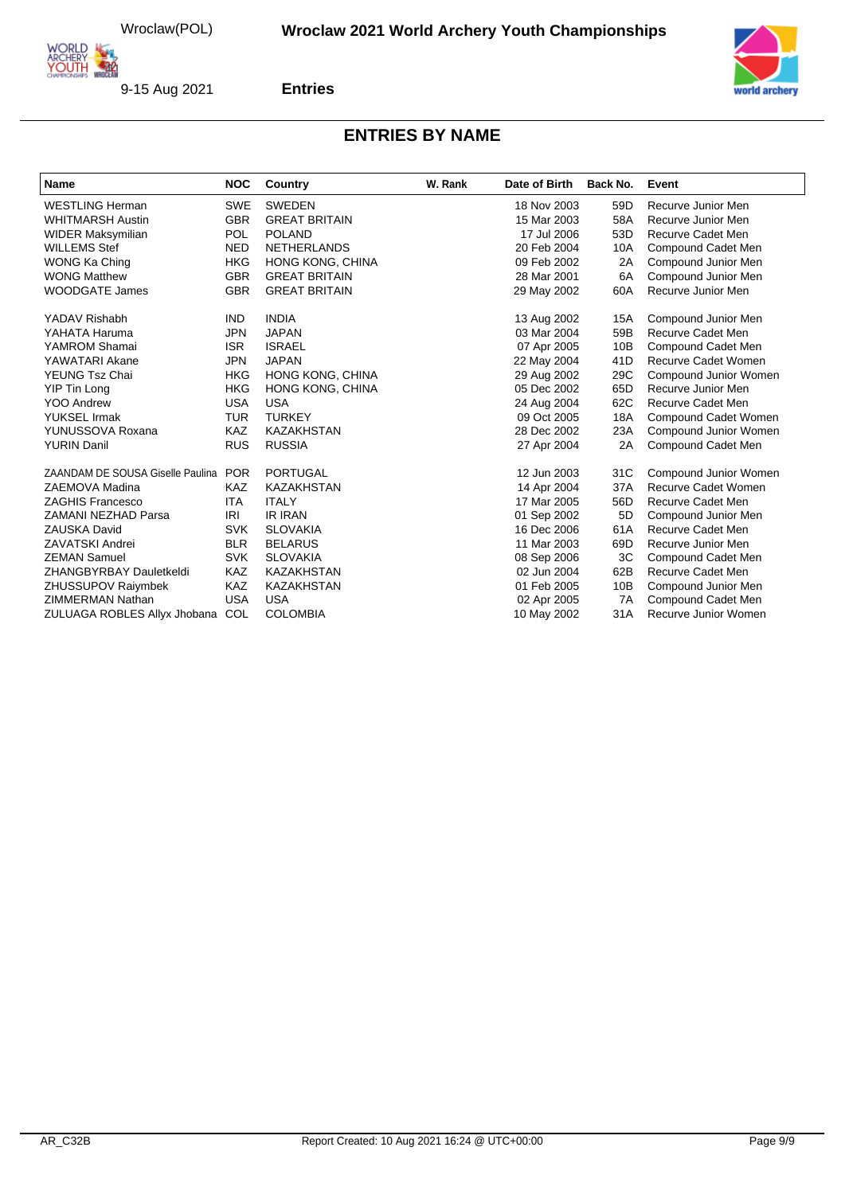# ENTRIES BY NAME

| Name | NOC | Country | W. Rank | Date of Birth | Back No. | Event |
|---|---|---|---|---|---|---|
| WESTLING Herman | SWE | SWEDEN | | 18 Nov 2003 | 59D | Recurve Junior Men |
| WHITMARSH Austin | GBR | GREAT BRITAIN | | 15 Mar 2003 | 58A | Recurve Junior Men |
| WIDER Maksymilian | POL | POLAND | | 17 Jul 2006 | 53D | Recurve Cadet Men |
| WILLEMS Stef | NED | NETHERLANDS | | 20 Feb 2004 | 10A | Compound Cadet Men |
| WONG Ka Ching | HKG | HONG KONG, CHINA | | 09 Feb 2002 | 2A | Compound Junior Men |
| WONG Matthew | GBR | GREAT BRITAIN | | 28 Mar 2001 | 6A | Compound Junior Men |
| WOODGATE James | GBR | GREAT BRITAIN | | 29 May 2002 | 60A | Recurve Junior Men |
| YADAV Rishabh | IND | INDIA | | 13 Aug 2002 | 15A | Compound Junior Men |
| YAHATA Haruma | JPN | JAPAN | | 03 Mar 2004 | 59B | Recurve Cadet Men |
| YAMROM Shamai | ISR | ISRAEL | | 07 Apr 2005 | 10B | Compound Cadet Men |
| YAWATARI Akane | JPN | JAPAN | | 22 May 2004 | 41D | Recurve Cadet Women |
| YEUNG Tsz Chai | HKG | HONG KONG, CHINA | | 29 Aug 2002 | 29C | Compound Junior Women |
| YIP Tin Long | HKG | HONG KONG, CHINA | | 05 Dec 2002 | 65D | Recurve Junior Men |
| YOO Andrew | USA | USA | | 24 Aug 2004 | 62C | Recurve Cadet Men |
| YUKSEL Irmak | TUR | TURKEY | | 09 Oct 2005 | 18A | Compound Cadet Women |
| YUNUSSOVA Roxana | KAZ | KAZAKHSTAN | | 28 Dec 2002 | 23A | Compound Junior Women |
| YURIN Danil | RUS | RUSSIA | | 27 Apr 2004 | 2A | Compound Cadet Men |
| ZAANDAM DE SOUSA Giselle Paulina | POR | PORTUGAL | | 12 Jun 2003 | 31C | Compound Junior Women |
| ZAEMOVA Madina | KAZ | KAZAKHSTAN | | 14 Apr 2004 | 37A | Recurve Cadet Women |
| ZAGHIS Francesco | ITA | ITALY | | 17 Mar 2005 | 56D | Recurve Cadet Men |
| ZAMANI NEZHAD Parsa | IRI | IR IRAN | | 01 Sep 2002 | 5D | Compound Junior Men |
| ZAUSKA David | SVK | SLOVAKIA | | 16 Dec 2006 | 61A | Recurve Cadet Men |
| ZAVATSKI Andrei | BLR | BELARUS | | 11 Mar 2003 | 69D | Recurve Junior Men |
| ZEMAN Samuel | SVK | SLOVAKIA | | 08 Sep 2006 | 3C | Compound Cadet Men |
| ZHANGBYRBAY Dauletkeldi | KAZ | KAZAKHSTAN | | 02 Jun 2004 | 62B | Recurve Cadet Men |
| ZHUSSUPOV Raiymbek | KAZ | KAZAKHSTAN | | 01 Feb 2005 | 10B | Compound Junior Men |
| ZIMMERMAN Nathan | USA | USA | | 02 Apr 2005 | 7A | Compound Cadet Men |
| ZULUAGA ROBLES Allyx Jhobana | COL | COLOMBIA | | 10 May 2002 | 31A | Recurve Junior Women |